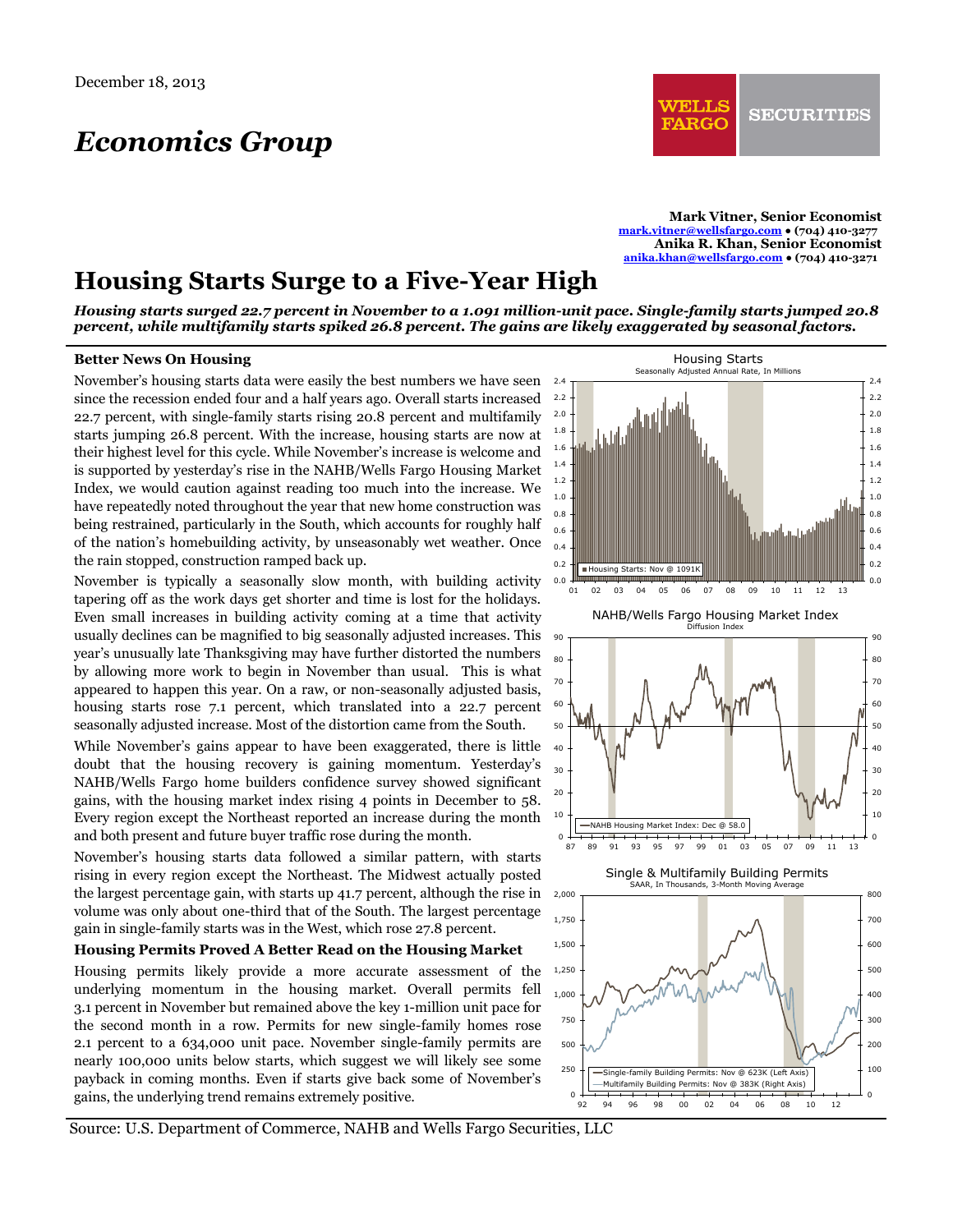December 18, 2013

# Economics Group

**Mark Vitner, Senior Economist**
mark.vitner@wellsfargo.com • (704) 410-3277
**Anika R. Khan, Senior Economist**
anika.khan@wellsfargo.com • (704) 410-3271

# Housing Starts Surge to a Five-Year High

***Housing starts surged 22.7 percent in November to a 1.091 million-unit pace. Single-family starts jumped 20.8 percent, while multifamily starts spiked 26.8 percent. The gains are likely exaggerated by seasonal factors.***

### Better News On Housing

November's housing starts data were easily the best numbers we have seen since the recession ended four and a half years ago. Overall starts increased 22.7 percent, with single-family starts rising 20.8 percent and multifamily starts jumping 26.8 percent. With the increase, housing starts are now at their highest level for this cycle. While November's increase is welcome and is supported by yesterday's rise in the NAHB/Wells Fargo Housing Market Index, we would caution against reading too much into the increase. We have repeatedly noted throughout the year that new home construction was being restrained, particularly in the South, which accounts for roughly half of the nation's homebuilding activity, by unseasonably wet weather. Once the rain stopped, construction ramped back up.

November is typically a seasonally slow month, with building activity tapering off as the work days get shorter and time is lost for the holidays. Even small increases in building activity coming at a time that activity usually declines can be magnified to big seasonally adjusted increases. This year's unusually late Thanksgiving may have further distorted the numbers by allowing more work to begin in November than usual. This is what appeared to happen this year. On a raw, or non-seasonally adjusted basis, housing starts rose 7.1 percent, which translated into a 22.7 percent seasonally adjusted increase. Most of the distortion came from the South.

While November's gains appear to have been exaggerated, there is little doubt that the housing recovery is gaining momentum. Yesterday's NAHB/Wells Fargo home builders confidence survey showed significant gains, with the housing market index rising 4 points in December to 58. Every region except the Northeast reported an increase during the month and both present and future buyer traffic rose during the month.

November's housing starts data followed a similar pattern, with starts rising in every region except the Northeast. The Midwest actually posted the largest percentage gain, with starts up 41.7 percent, although the rise in volume was only about one-third that of the South. The largest percentage gain in single-family starts was in the West, which rose 27.8 percent.

### Housing Permits Proved A Better Read on the Housing Market

Housing permits likely provide a more accurate assessment of the underlying momentum in the housing market. Overall permits fell 3.1 percent in November but remained above the key 1-million unit pace for the second month in a row. Permits for new single-family homes rose 2.1 percent to a 634,000 unit pace. November single-family permits are nearly 100,000 units below starts, which suggest we will likely see some payback in coming months. Even if starts give back some of November's gains, the underlying trend remains extremely positive.

**Housing Starts**
Seasonally Adjusted Annual Rate, In Millions
Housing Starts: Nov @ 1091K

**NAHB/Wells Fargo Housing Market Index**
Diffusion Index
NAHB Housing Market Index: Dec @ 58.0

**Single & Multifamily Building Permits**
SAAR, In Thousands, 3-Month Moving Average
Single-family Building Permits: Nov @ 623K (Left Axis)
Multifamily Building Permits: Nov @ 383K (Right Axis)

Source: U.S. Department of Commerce, NAHB and Wells Fargo Securities, LLC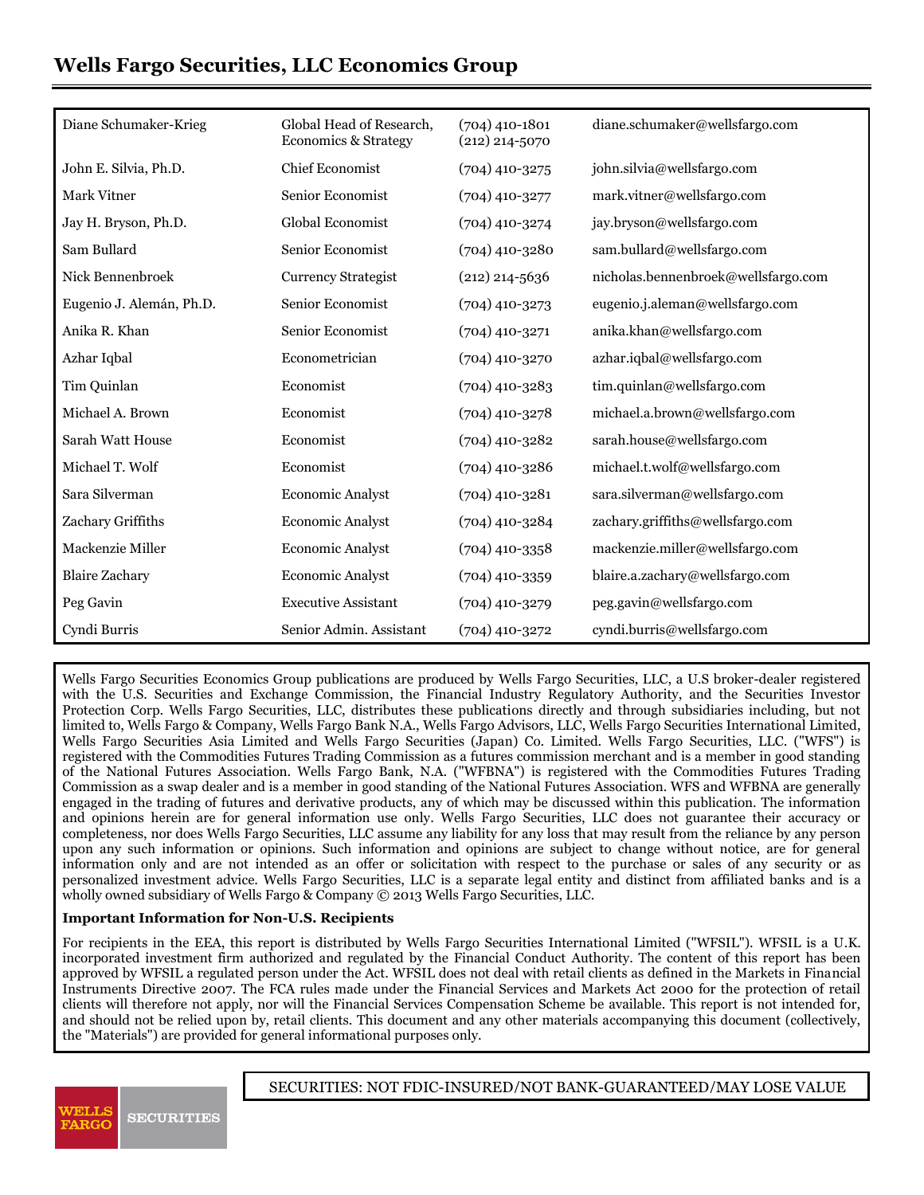# Wells Fargo Securities, LLC Economics Group

| | | | |
|---|---|---|---|
| Diane Schumaker-Krieg | Global Head of Research, Economics & Strategy | (704) 410-1801<br>(212) 214-5070 | diane.schumaker@wellsfargo.com |
| John E. Silvia, Ph.D. | Chief Economist | (704) 410-3275 | john.silvia@wellsfargo.com |
| Mark Vitner | Senior Economist | (704) 410-3277 | mark.vitner@wellsfargo.com |
| Jay H. Bryson, Ph.D. | Global Economist | (704) 410-3274 | jay.bryson@wellsfargo.com |
| Sam Bullard | Senior Economist | (704) 410-3280 | sam.bullard@wellsfargo.com |
| Nick Bennenbroek | Currency Strategist | (212) 214-5636 | nicholas.bennenbroek@wellsfargo.com |
| Eugenio J. Alemán, Ph.D. | Senior Economist | (704) 410-3273 | eugenio.j.aleman@wellsfargo.com |
| Anika R. Khan | Senior Economist | (704) 410-3271 | anika.khan@wellsfargo.com |
| Azhar Iqbal | Econometrician | (704) 410-3270 | azhar.iqbal@wellsfargo.com |
| Tim Quinlan | Economist | (704) 410-3283 | tim.quinlan@wellsfargo.com |
| Michael A. Brown | Economist | (704) 410-3278 | michael.a.brown@wellsfargo.com |
| Sarah Watt House | Economist | (704) 410-3282 | sarah.house@wellsfargo.com |
| Michael T. Wolf | Economist | (704) 410-3286 | michael.t.wolf@wellsfargo.com |
| Sara Silverman | Economic Analyst | (704) 410-3281 | sara.silverman@wellsfargo.com |
| Zachary Griffiths | Economic Analyst | (704) 410-3284 | zachary.griffiths@wellsfargo.com |
| Mackenzie Miller | Economic Analyst | (704) 410-3358 | mackenzie.miller@wellsfargo.com |
| Blaire Zachary | Economic Analyst | (704) 410-3359 | blaire.a.zachary@wellsfargo.com |
| Peg Gavin | Executive Assistant | (704) 410-3279 | peg.gavin@wellsfargo.com |
| Cyndi Burris | Senior Admin. Assistant | (704) 410-3272 | cyndi.burris@wellsfargo.com |

Wells Fargo Securities Economics Group publications are produced by Wells Fargo Securities, LLC, a U.S broker-dealer registered with the U.S. Securities and Exchange Commission, the Financial Industry Regulatory Authority, and the Securities Investor Protection Corp. Wells Fargo Securities, LLC, distributes these publications directly and through subsidiaries including, but not limited to, Wells Fargo & Company, Wells Fargo Bank N.A., Wells Fargo Advisors, LLC, Wells Fargo Securities International Limited, Wells Fargo Securities Asia Limited and Wells Fargo Securities (Japan) Co. Limited. Wells Fargo Securities, LLC. ("WFS") is registered with the Commodities Futures Trading Commission as a futures commission merchant and is a member in good standing of the National Futures Association. Wells Fargo Bank, N.A. ("WFBNA") is registered with the Commodities Futures Trading Commission as a swap dealer and is a member in good standing of the National Futures Association. WFS and WFBNA are generally engaged in the trading of futures and derivative products, any of which may be discussed within this publication. The information and opinions herein are for general information use only. Wells Fargo Securities, LLC does not guarantee their accuracy or completeness, nor does Wells Fargo Securities, LLC assume any liability for any loss that may result from the reliance by any person upon any such information or opinions. Such information and opinions are subject to change without notice, are for general information only and are not intended as an offer or solicitation with respect to the purchase or sales of any security or as personalized investment advice. Wells Fargo Securities, LLC is a separate legal entity and distinct from affiliated banks and is a wholly owned subsidiary of Wells Fargo & Company © 2013 Wells Fargo Securities, LLC.

**Important Information for Non-U.S. Recipients**

For recipients in the EEA, this report is distributed by Wells Fargo Securities International Limited ("WFSIL"). WFSIL is a U.K. incorporated investment firm authorized and regulated by the Financial Conduct Authority. The content of this report has been approved by WFSIL a regulated person under the Act. WFSIL does not deal with retail clients as defined in the Markets in Financial Instruments Directive 2007. The FCA rules made under the Financial Services and Markets Act 2000 for the protection of retail clients will therefore not apply, nor will the Financial Services Compensation Scheme be available. This report is not intended for, and should not be relied upon by, retail clients. This document and any other materials accompanying this document (collectively, the "Materials") are provided for general informational purposes only.

WELLS FARGO SECURITIES

SECURITIES: NOT FDIC-INSURED/NOT BANK-GUARANTEED/MAY LOSE VALUE